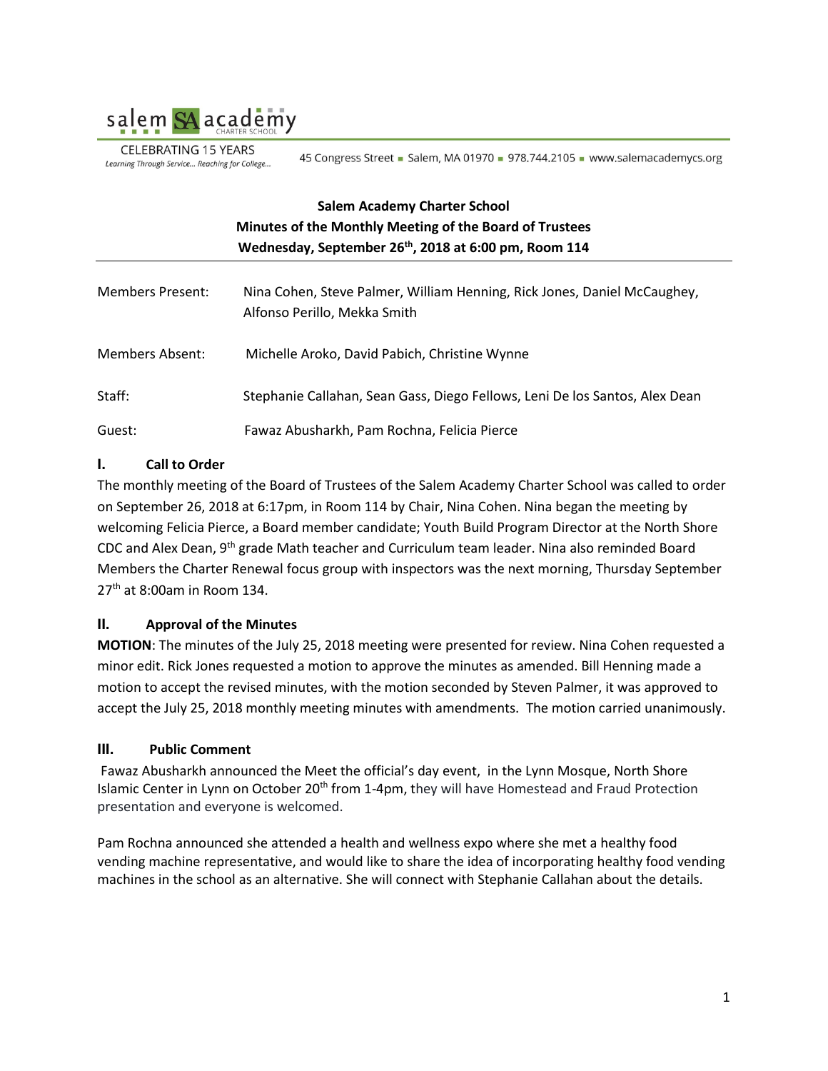salem SA academy CHARTER SCHOOL

CELEBRATING 15 YEARS
*Learning Through Service... Reaching for College...*

45 Congress Street ▪ Salem, MA 01970 ▪ 978.744.2105 ▪ www.salemacademycs.org

**Salem Academy Charter School**
**Minutes of the Monthly Meeting of the Board of Trustees**
**Wednesday, September 26th, 2018 at 6:00 pm, Room 114**

---

| | |
|---|---|
| Members Present: | Nina Cohen, Steve Palmer, William Henning, Rick Jones, Daniel McCaughey, Alfonso Perillo, Mekka Smith |
| Members Absent: | Michelle Aroko, David Pabich, Christine Wynne |
| Staff: | Stephanie Callahan, Sean Gass, Diego Fellows, Leni De los Santos, Alex Dean |
| Guest: | Fawaz Abusharkh, Pam Rochna, Felicia Pierce |

## I. Call to Order

The monthly meeting of the Board of Trustees of the Salem Academy Charter School was called to order on September 26, 2018 at 6:17pm, in Room 114 by Chair, Nina Cohen. Nina began the meeting by welcoming Felicia Pierce, a Board member candidate; Youth Build Program Director at the North Shore CDC and Alex Dean, 9th grade Math teacher and Curriculum team leader. Nina also reminded Board Members the Charter Renewal focus group with inspectors was the next morning, Thursday September 27th at 8:00am in Room 134.

## II. Approval of the Minutes

**MOTION**: The minutes of the July 25, 2018 meeting were presented for review. Nina Cohen requested a minor edit. Rick Jones requested a motion to approve the minutes as amended. Bill Henning made a motion to accept the revised minutes, with the motion seconded by Steven Palmer, it was approved to accept the July 25, 2018 monthly meeting minutes with amendments. The motion carried unanimously.

## III. Public Comment

Fawaz Abusharkh announced the Meet the official's day event, in the Lynn Mosque, North Shore Islamic Center in Lynn on October 20th from 1-4pm, they will have Homestead and Fraud Protection presentation and everyone is welcomed.

Pam Rochna announced she attended a health and wellness expo where she met a healthy food vending machine representative, and would like to share the idea of incorporating healthy food vending machines in the school as an alternative. She will connect with Stephanie Callahan about the details.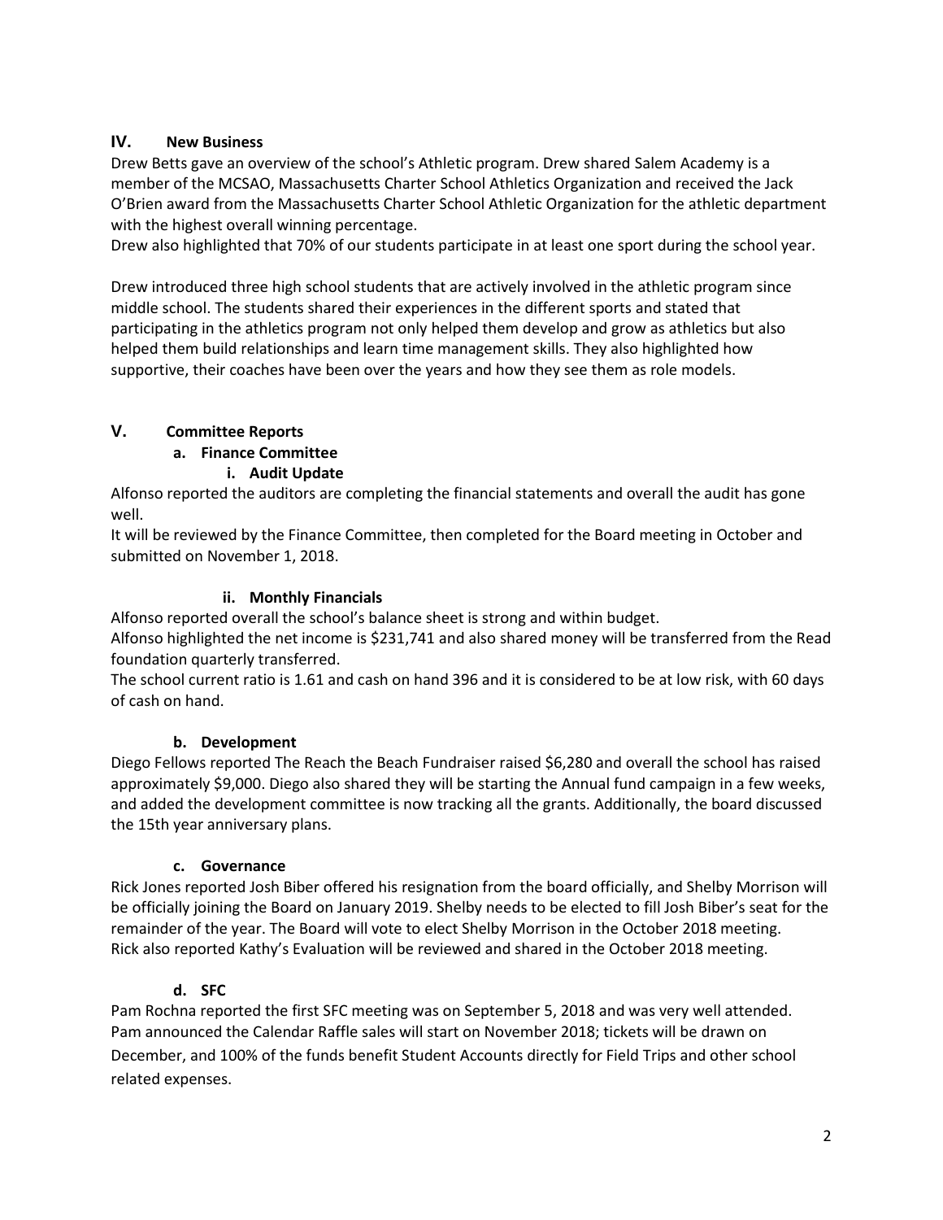## IV. New Business

Drew Betts gave an overview of the school's Athletic program. Drew shared Salem Academy is a member of the MCSAO, Massachusetts Charter School Athletics Organization and received the Jack O'Brien award from the Massachusetts Charter School Athletic Organization for the athletic department with the highest overall winning percentage.
Drew also highlighted that 70% of our students participate in at least one sport during the school year.

Drew introduced three high school students that are actively involved in the athletic program since middle school. The students shared their experiences in the different sports and stated that participating in the athletics program not only helped them develop and grow as athletics but also helped them build relationships and learn time management skills. They also highlighted how supportive, their coaches have been over the years and how they see them as role models.

## V. Committee Reports

### a. Finance Committee

#### i. Audit Update

Alfonso reported the auditors are completing the financial statements and overall the audit has gone well.
It will be reviewed by the Finance Committee, then completed for the Board meeting in October and submitted on November 1, 2018.

#### ii. Monthly Financials

Alfonso reported overall the school's balance sheet is strong and within budget.
Alfonso highlighted the net income is $231,741 and also shared money will be transferred from the Read foundation quarterly transferred.
The school current ratio is 1.61 and cash on hand 396 and it is considered to be at low risk, with 60 days of cash on hand.

### b. Development

Diego Fellows reported The Reach the Beach Fundraiser raised $6,280 and overall the school has raised approximately $9,000. Diego also shared they will be starting the Annual fund campaign in a few weeks, and added the development committee is now tracking all the grants. Additionally, the board discussed the 15th year anniversary plans.

### c. Governance

Rick Jones reported Josh Biber offered his resignation from the board officially, and Shelby Morrison will be officially joining the Board on January 2019. Shelby needs to be elected to fill Josh Biber's seat for the remainder of the year. The Board will vote to elect Shelby Morrison in the October 2018 meeting.
Rick also reported Kathy's Evaluation will be reviewed and shared in the October 2018 meeting.

### d. SFC

Pam Rochna reported the first SFC meeting was on September 5, 2018 and was very well attended.
Pam announced the Calendar Raffle sales will start on November 2018; tickets will be drawn on December, and 100% of the funds benefit Student Accounts directly for Field Trips and other school related expenses.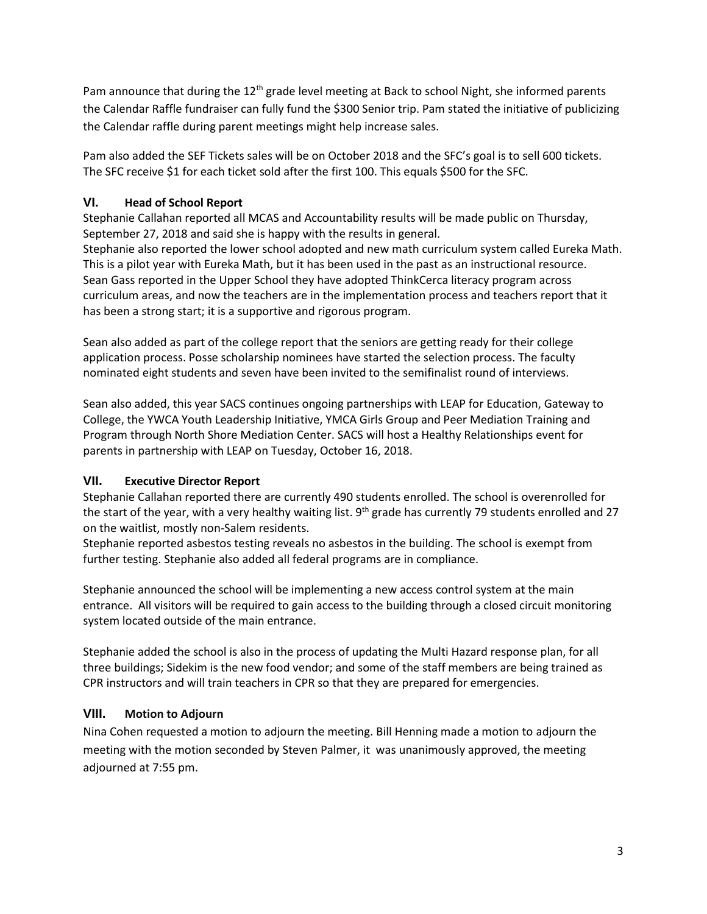Pam announce that during the 12th grade level meeting at Back to school Night, she informed parents the Calendar Raffle fundraiser can fully fund the $300 Senior trip. Pam stated the initiative of publicizing the Calendar raffle during parent meetings might help increase sales.

Pam also added the SEF Tickets sales will be on October 2018 and the SFC's goal is to sell 600 tickets. The SFC receive $1 for each ticket sold after the first 100. This equals $500 for the SFC.

## VI. Head of School Report

Stephanie Callahan reported all MCAS and Accountability results will be made public on Thursday, September 27, 2018 and said she is happy with the results in general.
Stephanie also reported the lower school adopted and new math curriculum system called Eureka Math. This is a pilot year with Eureka Math, but it has been used in the past as an instructional resource.
Sean Gass reported in the Upper School they have adopted ThinkCerca literacy program across curriculum areas, and now the teachers are in the implementation process and teachers report that it has been a strong start; it is a supportive and rigorous program.

Sean also added as part of the college report that the seniors are getting ready for their college application process. Posse scholarship nominees have started the selection process. The faculty nominated eight students and seven have been invited to the semifinalist round of interviews.

Sean also added, this year SACS continues ongoing partnerships with LEAP for Education, Gateway to College, the YWCA Youth Leadership Initiative, YMCA Girls Group and Peer Mediation Training and Program through North Shore Mediation Center. SACS will host a Healthy Relationships event for parents in partnership with LEAP on Tuesday, October 16, 2018.

## VII. Executive Director Report

Stephanie Callahan reported there are currently 490 students enrolled. The school is overenrolled for the start of the year, with a very healthy waiting list. 9th grade has currently 79 students enrolled and 27 on the waitlist, mostly non-Salem residents.
Stephanie reported asbestos testing reveals no asbestos in the building. The school is exempt from further testing. Stephanie also added all federal programs are in compliance.

Stephanie announced the school will be implementing a new access control system at the main entrance. All visitors will be required to gain access to the building through a closed circuit monitoring system located outside of the main entrance.

Stephanie added the school is also in the process of updating the Multi Hazard response plan, for all three buildings; Sidekim is the new food vendor; and some of the staff members are being trained as CPR instructors and will train teachers in CPR so that they are prepared for emergencies.

## VIII. Motion to Adjourn

Nina Cohen requested a motion to adjourn the meeting. Bill Henning made a motion to adjourn the meeting with the motion seconded by Steven Palmer, it was unanimously approved, the meeting adjourned at 7:55 pm.